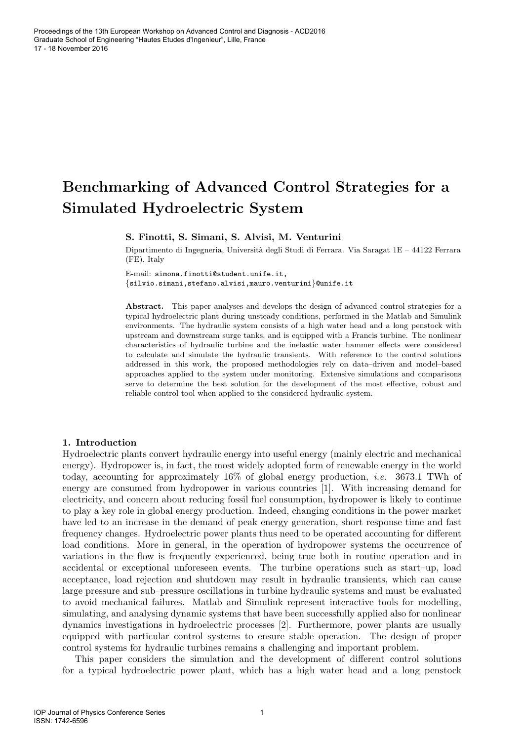# Benchmarking of Advanced Control Strategies for a Simulated Hydroelectric System

**S. Finotti, S. Simani, S. Alvisi, M. Venturini**

Dipartimento di Ingegneria, Università degli Studi di Ferrara. Via Saragat 1E – 44122 Ferrara (FE), Italy

E-mail: simona.finotti@student.unife.it, {silvio.simani,stefano.alvisi,mauro.venturini}@unife.it

**Abstract.** This paper analyses and develops the design of advanced control strategies for a typical hydroelectric plant during unsteady conditions, performed in the Matlab and Simulink environments. The hydraulic system consists of a high water head and a long penstock with upstream and downstream surge tanks, and is equipped with a Francis turbine. The nonlinear characteristics of hydraulic turbine and the inelastic water hammer effects were considered to calculate and simulate the hydraulic transients. With reference to the control solutions addressed in this work, the proposed methodologies rely on data–driven and model–based approaches applied to the system under monitoring. Extensive simulations and comparisons serve to determine the best solution for the development of the most effective, robust and reliable control tool when applied to the considered hydraulic system.

## 1. Introduction

Hydroelectric plants convert hydraulic energy into useful energy (mainly electric and mechanical energy). Hydropower is, in fact, the most widely adopted form of renewable energy in the world today, accounting for approximately 16% of global energy production, *i.e.* 3673.1 TWh of energy are consumed from hydropower in various countries [1]. With increasing demand for electricity, and concern about reducing fossil fuel consumption, hydropower is likely to continue to play a key role in global energy production. Indeed, changing conditions in the power market have led to an increase in the demand of peak energy generation, short response time and fast frequency changes. Hydroelectric power plants thus need to be operated accounting for different load conditions. More in general, in the operation of hydropower systems the occurrence of variations in the flow is frequently experienced, being true both in routine operation and in accidental or exceptional unforeseen events. The turbine operations such as start–up, load acceptance, load rejection and shutdown may result in hydraulic transients, which can cause large pressure and sub–pressure oscillations in turbine hydraulic systems and must be evaluated to avoid mechanical failures. Matlab and Simulink represent interactive tools for modelling, simulating, and analysing dynamic systems that have been successfully applied also for nonlinear dynamics investigations in hydroelectric processes [2]. Furthermore, power plants are usually equipped with particular control systems to ensure stable operation. The design of proper control systems for hydraulic turbines remains a challenging and important problem.

This paper considers the simulation and the development of different control solutions for a typical hydroelectric power plant, which has a high water head and a long penstock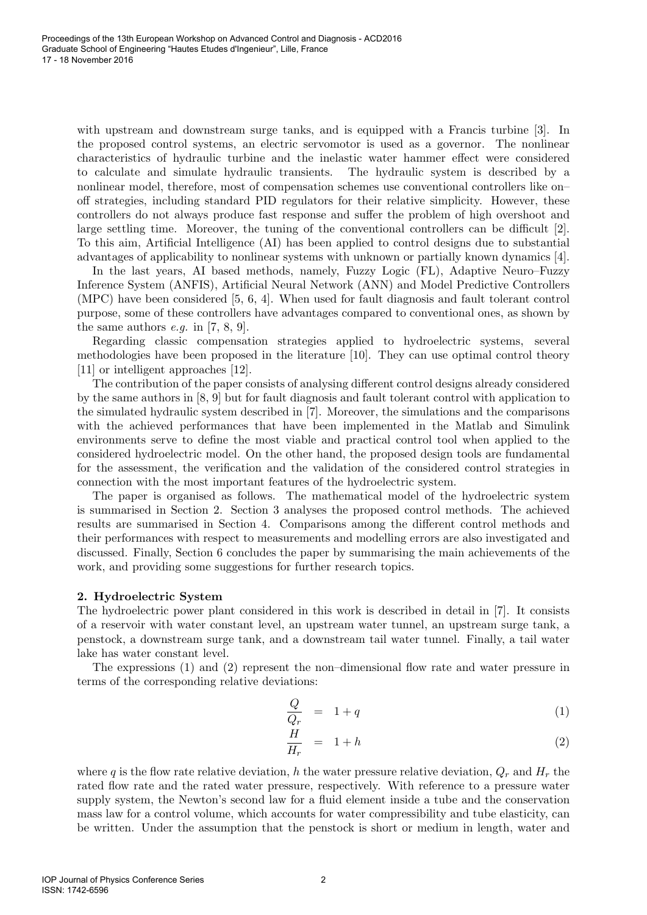with upstream and downstream surge tanks, and is equipped with a Francis turbine [3]. In the proposed control systems, an electric servomotor is used as a governor. The nonlinear characteristics of hydraulic turbine and the inelastic water hammer effect were considered to calculate and simulate hydraulic transients. The hydraulic system is described by a nonlinear model, therefore, most of compensation schemes use conventional controllers like on–off strategies, including standard PID regulators for their relative simplicity. However, these controllers do not always produce fast response and suffer the problem of high overshoot and large settling time. Moreover, the tuning of the conventional controllers can be difficult [2]. To this aim, Artificial Intelligence (AI) has been applied to control designs due to substantial advantages of applicability to nonlinear systems with unknown or partially known dynamics [4].

In the last years, AI based methods, namely, Fuzzy Logic (FL), Adaptive Neuro–Fuzzy Inference System (ANFIS), Artificial Neural Network (ANN) and Model Predictive Controllers (MPC) have been considered [5, 6, 4]. When used for fault diagnosis and fault tolerant control purpose, some of these controllers have advantages compared to conventional ones, as shown by the same authors *e.g.* in [7, 8, 9].

Regarding classic compensation strategies applied to hydroelectric systems, several methodologies have been proposed in the literature [10]. They can use optimal control theory [11] or intelligent approaches [12].

The contribution of the paper consists of analysing different control designs already considered by the same authors in [8, 9] but for fault diagnosis and fault tolerant control with application to the simulated hydraulic system described in [7]. Moreover, the simulations and the comparisons with the achieved performances that have been implemented in the Matlab and Simulink environments serve to define the most viable and practical control tool when applied to the considered hydroelectric model. On the other hand, the proposed design tools are fundamental for the assessment, the verification and the validation of the considered control strategies in connection with the most important features of the hydroelectric system.

The paper is organised as follows. The mathematical model of the hydroelectric system is summarised in Section 2. Section 3 analyses the proposed control methods. The achieved results are summarised in Section 4. Comparisons among the different control methods and their performances with respect to measurements and modelling errors are also investigated and discussed. Finally, Section 6 concludes the paper by summarising the main achievements of the work, and providing some suggestions for further research topics.

## 2. Hydroelectric System

The hydroelectric power plant considered in this work is described in detail in [7]. It consists of a reservoir with water constant level, an upstream water tunnel, an upstream surge tank, a penstock, a downstream surge tank, and a downstream tail water tunnel. Finally, a tail water lake has water constant level.

The expressions (1) and (2) represent the non–dimensional flow rate and water pressure in terms of the corresponding relative deviations:

$$\frac{Q}{Q_r} = 1 + q \tag{1}$$

$$\frac{H}{H_r} = 1 + h \tag{2}$$

where $q$ is the flow rate relative deviation, $h$ the water pressure relative deviation, $Q_r$ and $H_r$ the rated flow rate and the rated water pressure, respectively. With reference to a pressure water supply system, the Newton's second law for a fluid element inside a tube and the conservation mass law for a control volume, which accounts for water compressibility and tube elasticity, can be written. Under the assumption that the penstock is short or medium in length, water and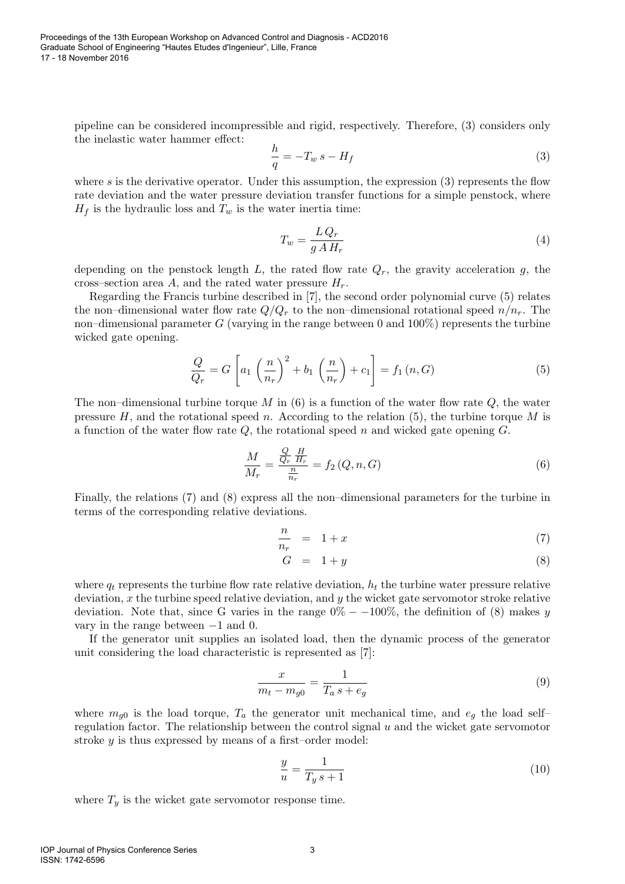pipeline can be considered incompressible and rigid, respectively. Therefore, (3) considers only the inelastic water hammer effect:

$$\frac{h}{q} = -T_w\, s - H_f \tag{3}$$

where $s$ is the derivative operator. Under this assumption, the expression (3) represents the flow rate deviation and the water pressure deviation transfer functions for a simple penstock, where $H_f$ is the hydraulic loss and $T_w$ is the water inertia time:

$$T_w = \frac{L\, Q_r}{g\, A\, H_r} \tag{4}$$

depending on the penstock length $L$, the rated flow rate $Q_r$, the gravity acceleration $g$, the cross–section area $A$, and the rated water pressure $H_r$.

Regarding the Francis turbine described in [7], the second order polynomial curve (5) relates the non–dimensional water flow rate $Q/Q_r$ to the non–dimensional rotational speed $n/n_r$. The non–dimensional parameter $G$ (varying in the range between 0 and 100%) represents the turbine wicked gate opening.

$$\frac{Q}{Q_r} = G\left[a_1\, \left(\frac{n}{n_r}\right)^2 + b_1\, \left(\frac{n}{n_r}\right) + c_1\right] = f_1\left(n, G\right) \tag{5}$$

The non–dimensional turbine torque $M$ in (6) is a function of the water flow rate $Q$, the water pressure $H$, and the rotational speed $n$. According to the relation (5), the turbine torque $M$ is a function of the water flow rate $Q$, the rotational speed $n$ and wicked gate opening $G$.

$$\frac{M}{M_r} = \frac{\frac{Q}{Q_r}\,\frac{H}{H_r}}{\frac{n}{n_r}} = f_2\left(Q, n, G\right) \tag{6}$$

Finally, the relations (7) and (8) express all the non–dimensional parameters for the turbine in terms of the corresponding relative deviations.

$$\frac{n}{n_r} = 1 + x \tag{7}$$

$$G = 1 + y \tag{8}$$

where $q_t$ represents the turbine flow rate relative deviation, $h_t$ the turbine water pressure relative deviation, $x$ the turbine speed relative deviation, and $y$ the wicket gate servomotor stroke relative deviation. Note that, since G varies in the range $0\% - -100\%$, the definition of (8) makes $y$ vary in the range between $-1$ and 0.

If the generator unit supplies an isolated load, then the dynamic process of the generator unit considering the load characteristic is represented as [7]:

$$\frac{x}{m_t - m_{g0}} = \frac{1}{T_a\, s + e_g} \tag{9}$$

where $m_{g0}$ is the load torque, $T_a$ the generator unit mechanical time, and $e_g$ the load self–regulation factor. The relationship between the control signal $u$ and the wicket gate servomotor stroke $y$ is thus expressed by means of a first–order model:

$$\frac{y}{u} = \frac{1}{T_y\, s + 1} \tag{10}$$

where $T_y$ is the wicket gate servomotor response time.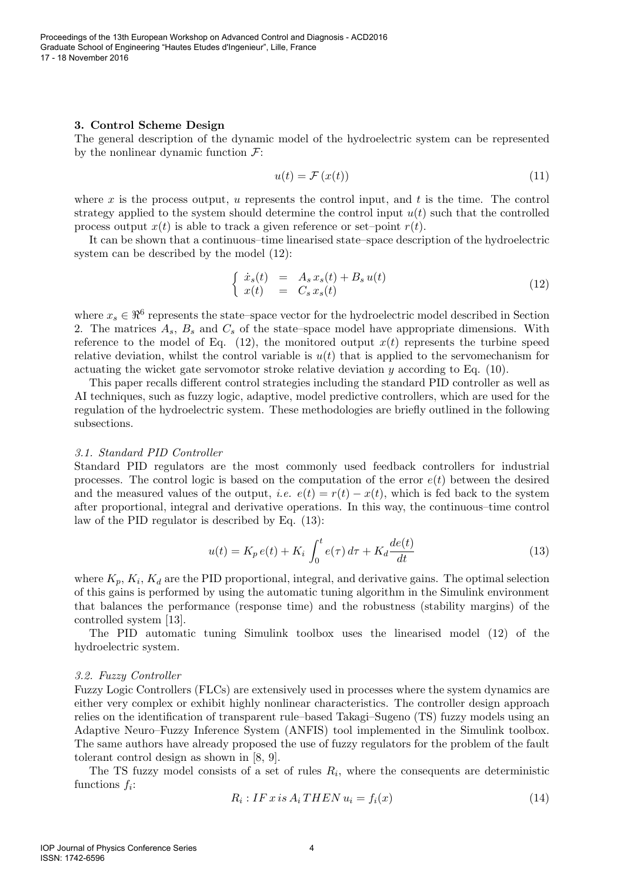### 3. Control Scheme Design

The general description of the dynamic model of the hydroelectric system can be represented by the nonlinear dynamic function $\mathcal{F}$:

$$u(t) = \mathcal{F}\left(x(t)\right) \tag{11}$$

where $x$ is the process output, $u$ represents the control input, and $t$ is the time. The control strategy applied to the system should determine the control input $u(t)$ such that the controlled process output $x(t)$ is able to track a given reference or set–point $r(t)$.

It can be shown that a continuous–time linearised state–space description of the hydroelectric system can be described by the model (12):

$$\begin{cases} \dot{x}_s(t) &= A_s\, x_s(t) + B_s\, u(t) \\ x(t) &= C_s\, x_s(t) \end{cases} \tag{12}$$

where $x_s \in \Re^6$ represents the state–space vector for the hydroelectric model described in Section 2. The matrices $A_s$, $B_s$ and $C_s$ of the state–space model have appropriate dimensions. With reference to the model of Eq. (12), the monitored output $x(t)$ represents the turbine speed relative deviation, whilst the control variable is $u(t)$ that is applied to the servomechanism for actuating the wicket gate servomotor stroke relative deviation $y$ according to Eq. (10).

This paper recalls different control strategies including the standard PID controller as well as AI techniques, such as fuzzy logic, adaptive, model predictive controllers, which are used for the regulation of the hydroelectric system. These methodologies are briefly outlined in the following subsections.

#### *3.1. Standard PID Controller*

Standard PID regulators are the most commonly used feedback controllers for industrial processes. The control logic is based on the computation of the error $e(t)$ between the desired and the measured values of the output, *i.e.* $e(t) = r(t) - x(t)$, which is fed back to the system after proportional, integral and derivative operations. In this way, the continuous–time control law of the PID regulator is described by Eq. (13):

$$u(t) = K_p\, e(t) + K_i \int_0^t e(\tau)\, d\tau + K_d \frac{de(t)}{dt} \tag{13}$$

where $K_p$, $K_i$, $K_d$ are the PID proportional, integral, and derivative gains. The optimal selection of this gains is performed by using the automatic tuning algorithm in the Simulink environment that balances the performance (response time) and the robustness (stability margins) of the controlled system [13].

The PID automatic tuning Simulink toolbox uses the linearised model (12) of the hydroelectric system.

#### *3.2. Fuzzy Controller*

Fuzzy Logic Controllers (FLCs) are extensively used in processes where the system dynamics are either very complex or exhibit highly nonlinear characteristics. The controller design approach relies on the identification of transparent rule–based Takagi–Sugeno (TS) fuzzy models using an Adaptive Neuro–Fuzzy Inference System (ANFIS) tool implemented in the Simulink toolbox. The same authors have already proposed the use of fuzzy regulators for the problem of the fault tolerant control design as shown in [8, 9].

The TS fuzzy model consists of a set of rules $R_i$, where the consequents are deterministic functions $f_i$:

$$R_i : IF\; x\; is\; A_i\; THEN\; u_i = f_i(x) \tag{14}$$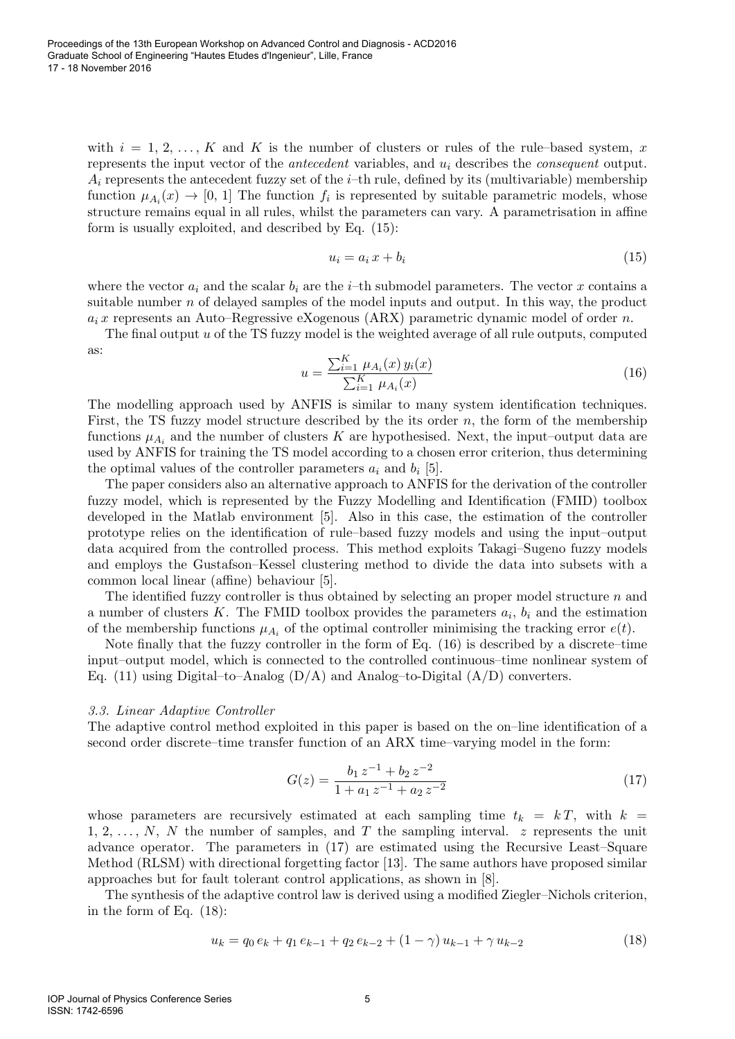with $i = 1, 2, \ldots, K$ and $K$ is the number of clusters or rules of the rule–based system, $x$ represents the input vector of the *antecedent* variables, and $u_i$ describes the *consequent* output. $A_i$ represents the antecedent fuzzy set of the $i$–th rule, defined by its (multivariable) membership function $\mu_{A_i}(x) \to [0, 1]$ The function $f_i$ is represented by suitable parametric models, whose structure remains equal in all rules, whilst the parameters can vary. A parametrisation in affine form is usually exploited, and described by Eq. (15):

$$u_i = a_i \, x + b_i \tag{15}$$

where the vector $a_i$ and the scalar $b_i$ are the $i$–th submodel parameters. The vector $x$ contains a suitable number $n$ of delayed samples of the model inputs and output. In this way, the product $a_i \, x$ represents an Auto–Regressive eXogenous (ARX) parametric dynamic model of order $n$.

The final output $u$ of the TS fuzzy model is the weighted average of all rule outputs, computed as:

$$u = \frac{\sum_{i=1}^{K} \mu_{A_i}(x) \, y_i(x)}{\sum_{i=1}^{K} \mu_{A_i}(x)} \tag{16}$$

The modelling approach used by ANFIS is similar to many system identification techniques. First, the TS fuzzy model structure described by the its order $n$, the form of the membership functions $\mu_{A_i}$ and the number of clusters $K$ are hypothesised. Next, the input–output data are used by ANFIS for training the TS model according to a chosen error criterion, thus determining the optimal values of the controller parameters $a_i$ and $b_i$ [5].

The paper considers also an alternative approach to ANFIS for the derivation of the controller fuzzy model, which is represented by the Fuzzy Modelling and Identification (FMID) toolbox developed in the Matlab environment [5]. Also in this case, the estimation of the controller prototype relies on the identification of rule–based fuzzy models and using the input–output data acquired from the controlled process. This method exploits Takagi–Sugeno fuzzy models and employs the Gustafson–Kessel clustering method to divide the data into subsets with a common local linear (affine) behaviour [5].

The identified fuzzy controller is thus obtained by selecting an proper model structure $n$ and a number of clusters $K$. The FMID toolbox provides the parameters $a_i$, $b_i$ and the estimation of the membership functions $\mu_{A_i}$ of the optimal controller minimising the tracking error $e(t)$.

Note finally that the fuzzy controller in the form of Eq. (16) is described by a discrete–time input–output model, which is connected to the controlled continuous–time nonlinear system of Eq. (11) using Digital–to–Analog (D/A) and Analog–to-Digital (A/D) converters.

### *3.3. Linear Adaptive Controller*

The adaptive control method exploited in this paper is based on the on–line identification of a second order discrete–time transfer function of an ARX time–varying model in the form:

$$G(z) = \frac{b_1 \, z^{-1} + b_2 \, z^{-2}}{1 + a_1 \, z^{-1} + a_2 \, z^{-2}} \tag{17}$$

whose parameters are recursively estimated at each sampling time $t_k = k \, T$, with $k = 1, 2, \ldots, N$, $N$ the number of samples, and $T$ the sampling interval. $z$ represents the unit advance operator. The parameters in (17) are estimated using the Recursive Least–Square Method (RLSM) with directional forgetting factor [13]. The same authors have proposed similar approaches but for fault tolerant control applications, as shown in [8].

The synthesis of the adaptive control law is derived using a modified Ziegler–Nichols criterion, in the form of Eq. (18):

$$u_k = q_0 \, e_k + q_1 \, e_{k-1} + q_2 \, e_{k-2} + (1 - \gamma) \, u_{k-1} + \gamma \, u_{k-2} \tag{18}$$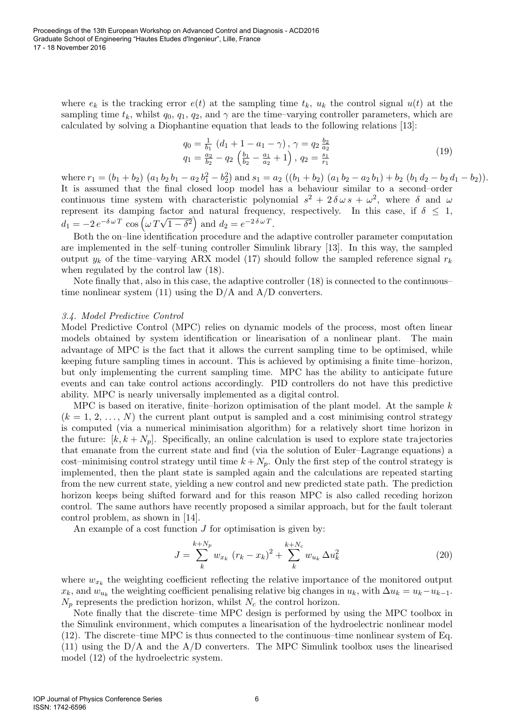where $e_k$ is the tracking error $e(t)$ at the sampling time $t_k$, $u_k$ the control signal $u(t)$ at the sampling time $t_k$, whilst $q_0$, $q_1$, $q_2$, and $\gamma$ are the time–varying controller parameters, which are calculated by solving a Diophantine equation that leads to the following relations [13]:

$$
\begin{array}{l}
q_0 = \frac{1}{b_1}\left(d_1 + 1 - a_1 - \gamma\right), \; \gamma = q_2 \frac{b_2}{a_2} \\
q_1 = \frac{a_2}{b_2} - q_2 \left(\frac{b_1}{b_2} - \frac{a_1}{a_2} + 1\right), \; q_2 = \frac{s_1}{r_1}
\end{array}
\tag{19}
$$

where $r_1 = (b_1 + b_2)\left(a_1\, b_2\, b_1 - a_2\, b_1^2 - b_2^2\right)$ and $s_1 = a_2\left((b_1 + b_2)\left(a_1\, b_2 - a_2\, b_1\right) + b_2\left(b_1\, d_2 - b_2\, d_1 - b_2\right)\right)$. It is assumed that the final closed loop model has a behaviour similar to a second–order continuous time system with characteristic polynomial $s^2 + 2\,\delta\,\omega\,s + \omega^2$, where $\delta$ and $\omega$ represent its damping factor and natural frequency, respectively. In this case, if $\delta \leq 1$, $d_1 = -2\,e^{-\delta\,\omega\,T}\cos\left(\omega\,T\sqrt{1-\delta^2}\right)$ and $d_2 = e^{-2\,\delta\,\omega\,T}$.

Both the on–line identification procedure and the adaptive controller parameter computation are implemented in the self–tuning controller Simulink library [13]. In this way, the sampled output $y_k$ of the time–varying ARX model (17) should follow the sampled reference signal $r_k$ when regulated by the control law (18).

Note finally that, also in this case, the adaptive controller (18) is connected to the continuous–time nonlinear system (11) using the D/A and A/D converters.

### *3.4. Model Predictive Control*

Model Predictive Control (MPC) relies on dynamic models of the process, most often linear models obtained by system identification or linearisation of a nonlinear plant. The main advantage of MPC is the fact that it allows the current sampling time to be optimised, while keeping future sampling times in account. This is achieved by optimising a finite time–horizon, but only implementing the current sampling time. MPC has the ability to anticipate future events and can take control actions accordingly. PID controllers do not have this predictive ability. MPC is nearly universally implemented as a digital control.

MPC is based on iterative, finite–horizon optimisation of the plant model. At the sample $k$ ($k = 1, 2, \ldots, N$) the current plant output is sampled and a cost minimising control strategy is computed (via a numerical minimisation algorithm) for a relatively short time horizon in the future: $[k, k + N_p]$. Specifically, an online calculation is used to explore state trajectories that emanate from the current state and find (via the solution of Euler–Lagrange equations) a cost–minimising control strategy until time $k + N_p$. Only the first step of the control strategy is implemented, then the plant state is sampled again and the calculations are repeated starting from the new current state, yielding a new control and new predicted state path. The prediction horizon keeps being shifted forward and for this reason MPC is also called receding horizon control. The same authors have recently proposed a similar approach, but for the fault tolerant control problem, as shown in [14].

An example of a cost function $J$ for optimisation is given by:

$$
J = \sum_{k}^{k+N_p} w_{x_k}\,(r_k - x_k)^2 + \sum_{k}^{k+N_c} w_{u_k}\,\Delta u_k^2 \tag{20}
$$

where $w_{x_k}$ the weighting coefficient reflecting the relative importance of the monitored output $x_k$, and $w_{u_k}$ the weighting coefficient penalising relative big changes in $u_k$, with $\Delta u_k = u_k - u_{k-1}$. $N_p$ represents the prediction horizon, whilst $N_c$ the control horizon.

Note finally that the discrete–time MPC design is performed by using the MPC toolbox in the Simulink environment, which computes a linearisation of the hydroelectric nonlinear model (12). The discrete–time MPC is thus connected to the continuous–time nonlinear system of Eq. (11) using the D/A and the A/D converters. The MPC Simulink toolbox uses the linearised model (12) of the hydroelectric system.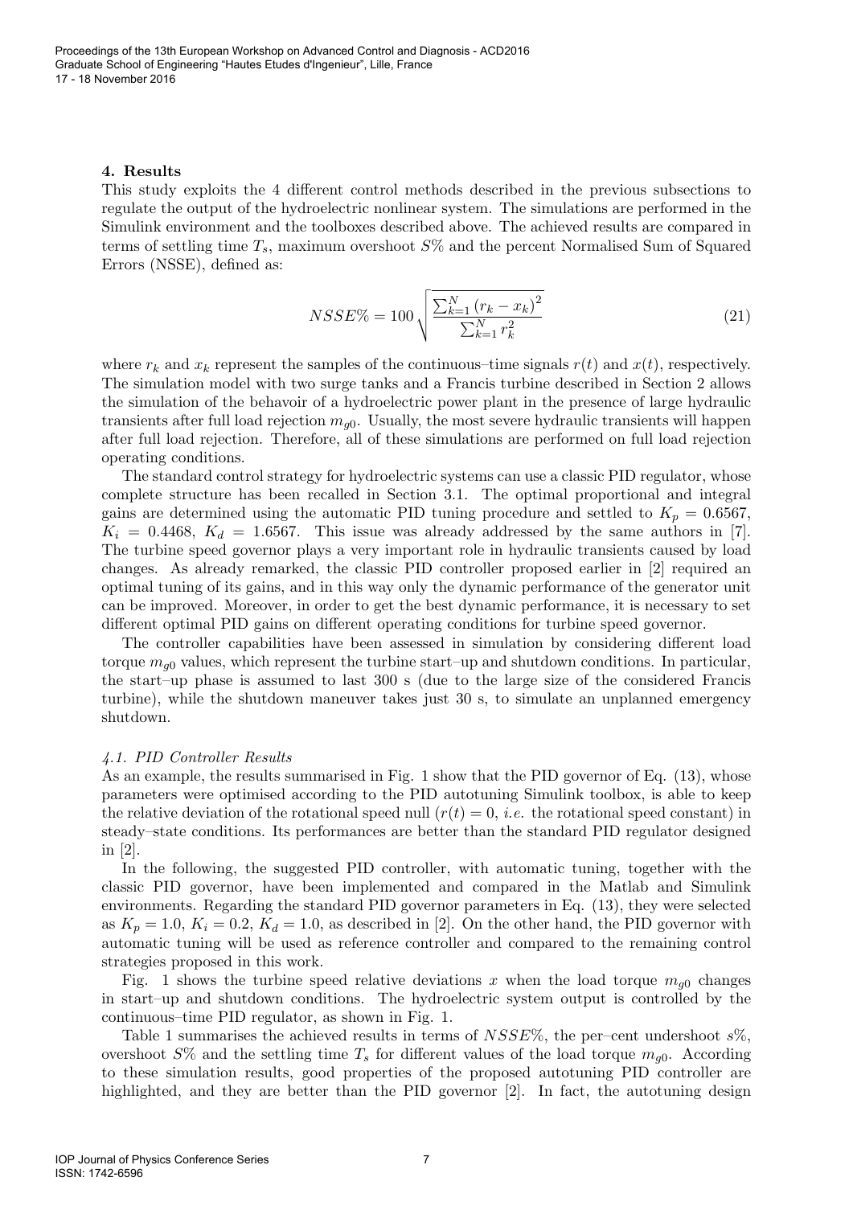### 4. Results

This study exploits the 4 different control methods described in the previous subsections to regulate the output of the hydroelectric nonlinear system. The simulations are performed in the Simulink environment and the toolboxes described above. The achieved results are compared in terms of settling time $T_s$, maximum overshoot $S\%$ and the percent Normalised Sum of Squared Errors (NSSE), defined as:

$$NSSE\% = 100 \sqrt{\frac{\sum_{k=1}^{N} \left(r_k - x_k\right)^2}{\sum_{k=1}^{N} r_k^2}} \tag{21}$$

where $r_k$ and $x_k$ represent the samples of the continuous–time signals $r(t)$ and $x(t)$, respectively. The simulation model with two surge tanks and a Francis turbine described in Section 2 allows the simulation of the behavoir of a hydroelectric power plant in the presence of large hydraulic transients after full load rejection $m_{g0}$. Usually, the most severe hydraulic transients will happen after full load rejection. Therefore, all of these simulations are performed on full load rejection operating conditions.

The standard control strategy for hydroelectric systems can use a classic PID regulator, whose complete structure has been recalled in Section 3.1. The optimal proportional and integral gains are determined using the automatic PID tuning procedure and settled to $K_p = 0.6567$, $K_i = 0.4468$, $K_d = 1.6567$. This issue was already addressed by the same authors in [7]. The turbine speed governor plays a very important role in hydraulic transients caused by load changes. As already remarked, the classic PID controller proposed earlier in [2] required an optimal tuning of its gains, and in this way only the dynamic performance of the generator unit can be improved. Moreover, in order to get the best dynamic performance, it is necessary to set different optimal PID gains on different operating conditions for turbine speed governor.

The controller capabilities have been assessed in simulation by considering different load torque $m_{g0}$ values, which represent the turbine start–up and shutdown conditions. In particular, the start–up phase is assumed to last 300 s (due to the large size of the considered Francis turbine), while the shutdown maneuver takes just 30 s, to simulate an unplanned emergency shutdown.

#### *4.1. PID Controller Results*

As an example, the results summarised in Fig. 1 show that the PID governor of Eq. (13), whose parameters were optimised according to the PID autotuning Simulink toolbox, is able to keep the relative deviation of the rotational speed null ($r(t) = 0$, *i.e.* the rotational speed constant) in steady–state conditions. Its performances are better than the standard PID regulator designed in [2].

In the following, the suggested PID controller, with automatic tuning, together with the classic PID governor, have been implemented and compared in the Matlab and Simulink environments. Regarding the standard PID governor parameters in Eq. (13), they were selected as $K_p = 1.0$, $K_i = 0.2$, $K_d = 1.0$, as described in [2]. On the other hand, the PID governor with automatic tuning will be used as reference controller and compared to the remaining control strategies proposed in this work.

Fig. 1 shows the turbine speed relative deviations $x$ when the load torque $m_{g0}$ changes in start–up and shutdown conditions. The hydroelectric system output is controlled by the continuous–time PID regulator, as shown in Fig. 1.

Table 1 summarises the achieved results in terms of $NSSE\%$, the per–cent undershoot $s\%$, overshoot $S\%$ and the settling time $T_s$ for different values of the load torque $m_{g0}$. According to these simulation results, good properties of the proposed autotuning PID controller are highlighted, and they are better than the PID governor [2]. In fact, the autotuning design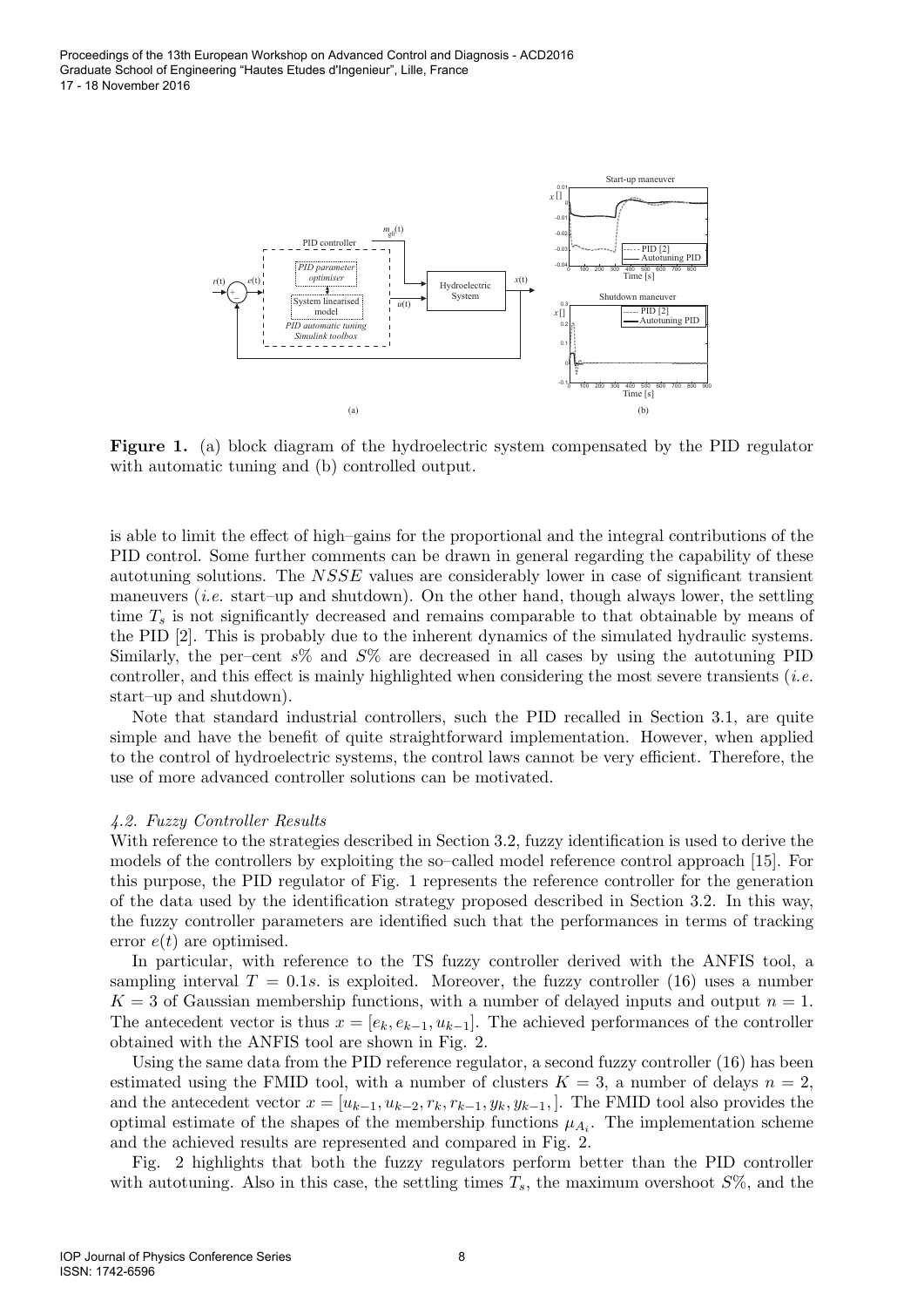**Figure 1.** (a) block diagram of the hydroelectric system compensated by the PID regulator with automatic tuning and (b) controlled output.

is able to limit the effect of high–gains for the proportional and the integral contributions of the PID control. Some further comments can be drawn in general regarding the capability of these autotuning solutions. The $NSSE$ values are considerably lower in case of significant transient maneuvers (*i.e.* start–up and shutdown). On the other hand, though always lower, the settling time $T_s$ is not significantly decreased and remains comparable to that obtainable by means of the PID [2]. This is probably due to the inherent dynamics of the simulated hydraulic systems. Similarly, the per–cent $s\%$ and $S\%$ are decreased in all cases by using the autotuning PID controller, and this effect is mainly highlighted when considering the most severe transients (*i.e.* start–up and shutdown).

Note that standard industrial controllers, such the PID recalled in Section 3.1, are quite simple and have the benefit of quite straightforward implementation. However, when applied to the control of hydroelectric systems, the control laws cannot be very efficient. Therefore, the use of more advanced controller solutions can be motivated.

### *4.2. Fuzzy Controller Results*

With reference to the strategies described in Section 3.2, fuzzy identification is used to derive the models of the controllers by exploiting the so–called model reference control approach [15]. For this purpose, the PID regulator of Fig. 1 represents the reference controller for the generation of the data used by the identification strategy proposed described in Section 3.2. In this way, the fuzzy controller parameters are identified such that the performances in terms of tracking error $e(t)$ are optimised.

In particular, with reference to the TS fuzzy controller derived with the ANFIS tool, a sampling interval $T = 0.1s.$ is exploited. Moreover, the fuzzy controller (16) uses a number $K = 3$ of Gaussian membership functions, with a number of delayed inputs and output $n = 1$. The antecedent vector is thus $x = [e_k, e_{k-1}, u_{k-1}]$. The achieved performances of the controller obtained with the ANFIS tool are shown in Fig. 2.

Using the same data from the PID reference regulator, a second fuzzy controller (16) has been estimated using the FMID tool, with a number of clusters $K = 3$, a number of delays $n = 2$, and the antecedent vector $x = [u_{k-1}, u_{k-2}, r_k, r_{k-1}, y_k, y_{k-1},]$. The FMID tool also provides the optimal estimate of the shapes of the membership functions $\mu_{A_i}$. The implementation scheme and the achieved results are represented and compared in Fig. 2.

Fig. 2 highlights that both the fuzzy regulators perform better than the PID controller with autotuning. Also in this case, the settling times $T_s$, the maximum overshoot $S\%$, and the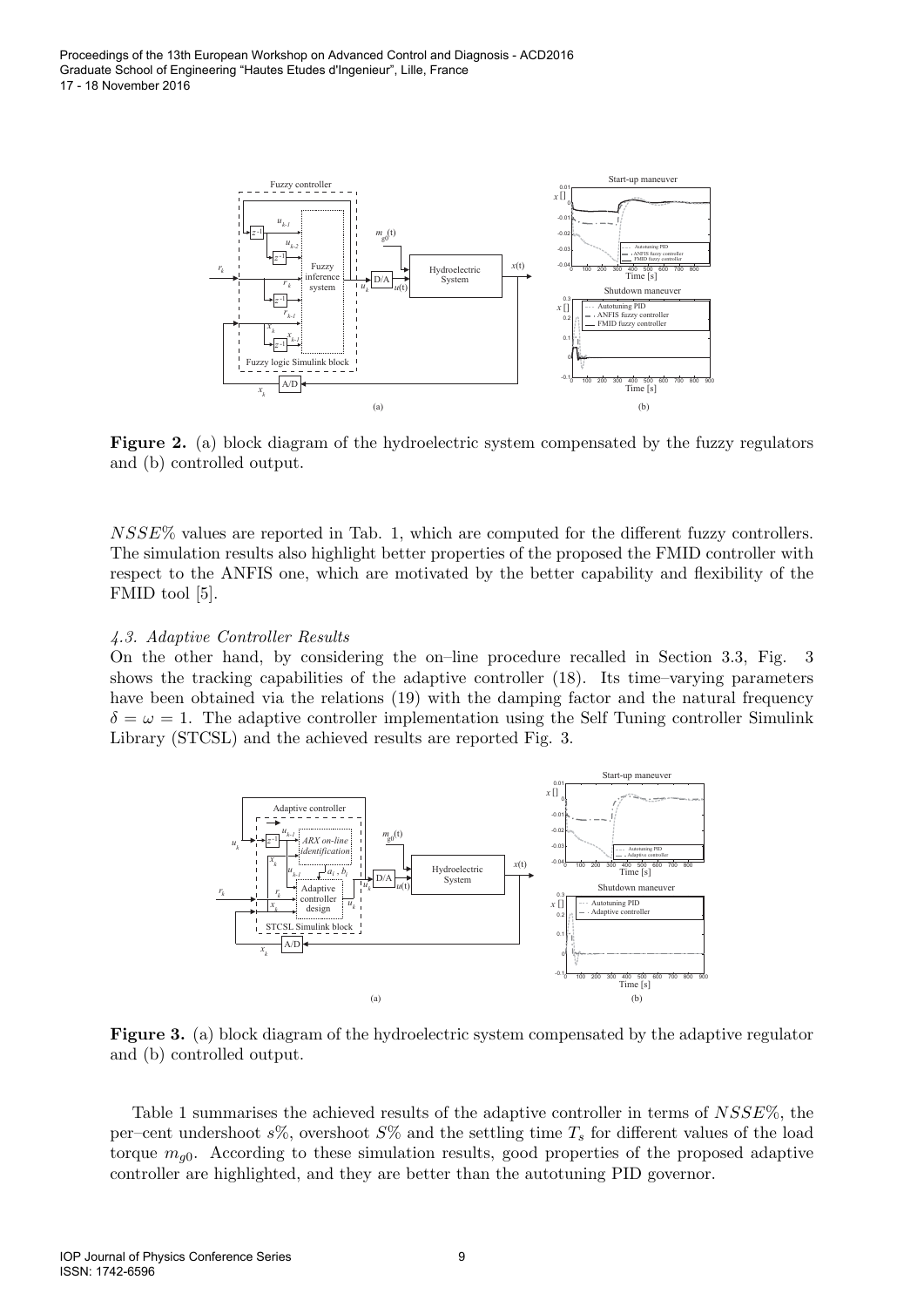**Figure 2.** (a) block diagram of the hydroelectric system compensated by the fuzzy regulators and (b) controlled output.

$NSSE\%$ values are reported in Tab. 1, which are computed for the different fuzzy controllers. The simulation results also highlight better properties of the proposed the FMID controller with respect to the ANFIS one, which are motivated by the better capability and flexibility of the FMID tool [5].

#### *4.3. Adaptive Controller Results*

On the other hand, by considering the on–line procedure recalled in Section 3.3, Fig. 3 shows the tracking capabilities of the adaptive controller (18). Its time–varying parameters have been obtained via the relations (19) with the damping factor and the natural frequency $\delta = \omega = 1$. The adaptive controller implementation using the Self Tuning controller Simulink Library (STCSL) and the achieved results are reported Fig. 3.

**Figure 3.** (a) block diagram of the hydroelectric system compensated by the adaptive regulator and (b) controlled output.

Table 1 summarises the achieved results of the adaptive controller in terms of $NSSE\%$, the per–cent undershoot $s\%$, overshoot $S\%$ and the settling time $T_s$ for different values of the load torque $m_{g0}$. According to these simulation results, good properties of the proposed adaptive controller are highlighted, and they are better than the autotuning PID governor.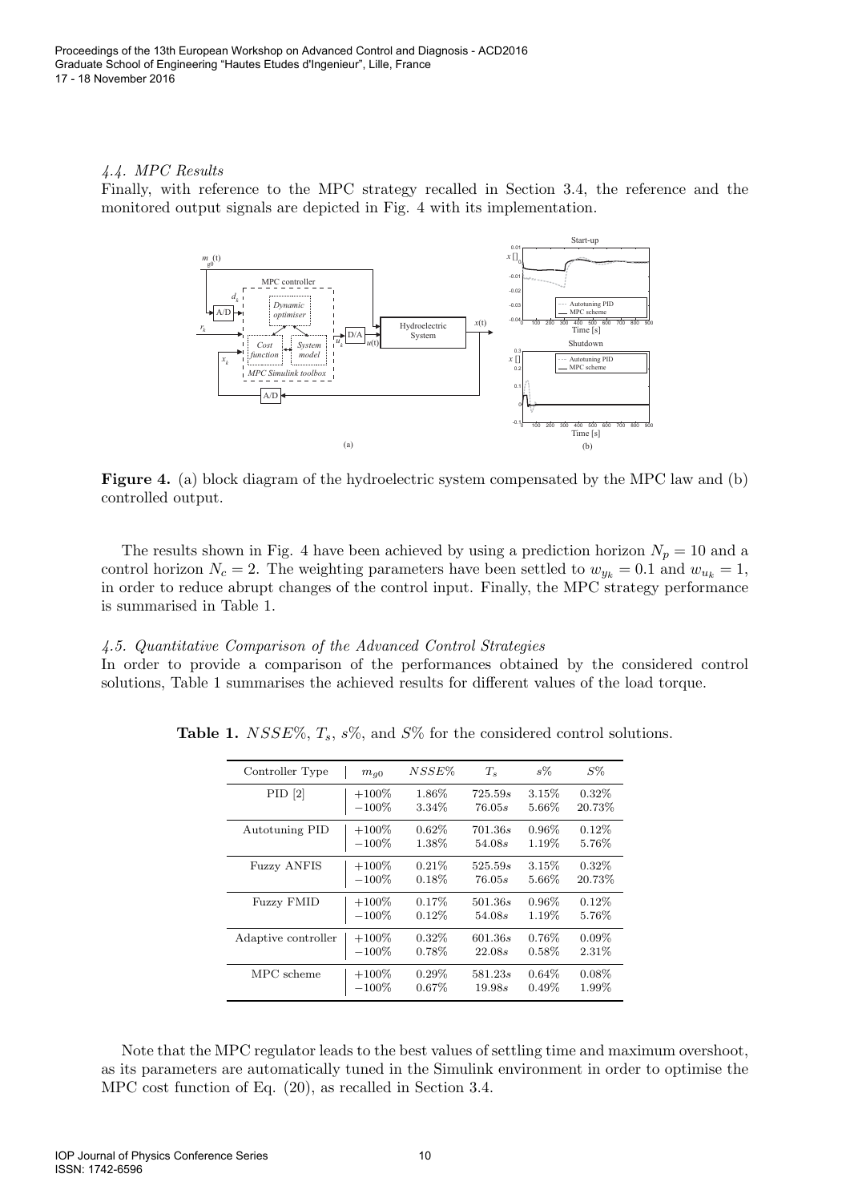### 4.4. MPC Results

Finally, with reference to the MPC strategy recalled in Section 3.4, the reference and the monitored output signals are depicted in Fig. 4 with its implementation.

**Figure 4.** (a) block diagram of the hydroelectric system compensated by the MPC law and (b) controlled output.

The results shown in Fig. 4 have been achieved by using a prediction horizon $N_p = 10$ and a control horizon $N_c = 2$. The weighting parameters have been settled to $w_{y_k} = 0.1$ and $w_{u_k} = 1$, in order to reduce abrupt changes of the control input. Finally, the MPC strategy performance is summarised in Table 1.

### 4.5. Quantitative Comparison of the Advanced Control Strategies

In order to provide a comparison of the performances obtained by the considered control solutions, Table 1 summarises the achieved results for different values of the load torque.

**Table 1.** $NSSE\%$, $T_s$, $s\%$, and $S\%$ for the considered control solutions.

| Controller Type | $m_{g0}$ | $NSSE\%$ | $T_s$ | $s\%$ | $S\%$ |
|---|---|---|---|---|---|
| PID [2] | $+100\%$ | 1.86% | $725.59s$ | 3.15% | 0.32% |
| | $-100\%$ | 3.34% | $76.05s$ | 5.66% | 20.73% |
| Autotuning PID | $+100\%$ | 0.62% | $701.36s$ | 0.96% | 0.12% |
| | $-100\%$ | 1.38% | $54.08s$ | 1.19% | 5.76% |
| Fuzzy ANFIS | $+100\%$ | 0.21% | $525.59s$ | 3.15% | 0.32% |
| | $-100\%$ | 0.18% | $76.05s$ | 5.66% | 20.73% |
| Fuzzy FMID | $+100\%$ | 0.17% | $501.36s$ | 0.96% | 0.12% |
| | $-100\%$ | 0.12% | $54.08s$ | 1.19% | 5.76% |
| Adaptive controller | $+100\%$ | 0.32% | $601.36s$ | 0.76% | 0.09% |
| | $-100\%$ | 0.78% | $22.08s$ | 0.58% | 2.31% |
| MPC scheme | $+100\%$ | 0.29% | $581.23s$ | 0.64% | 0.08% |
| | $-100\%$ | 0.67% | $19.98s$ | 0.49% | 1.99% |

Note that the MPC regulator leads to the best values of settling time and maximum overshoot, as its parameters are automatically tuned in the Simulink environment in order to optimise the MPC cost function of Eq. (20), as recalled in Section 3.4.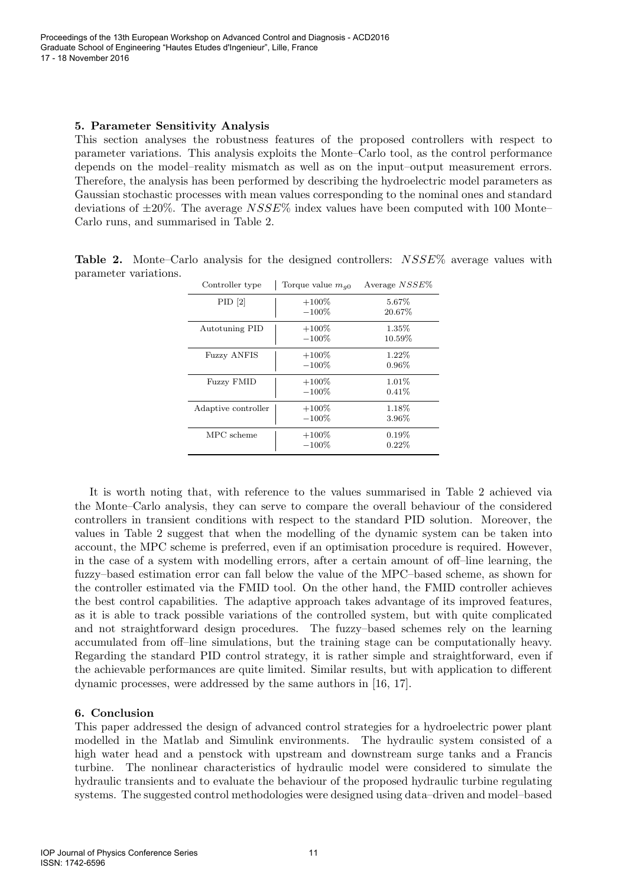### 5. Parameter Sensitivity Analysis

This section analyses the robustness features of the proposed controllers with respect to parameter variations. This analysis exploits the Monte–Carlo tool, as the control performance depends on the model–reality mismatch as well as on the input–output measurement errors. Therefore, the analysis has been performed by describing the hydroelectric model parameters as Gaussian stochastic processes with mean values corresponding to the nominal ones and standard deviations of $\pm 20\%$. The average $NSSE\%$ index values have been computed with 100 Monte–Carlo runs, and summarised in Table 2.

**Table 2.** Monte–Carlo analysis for the designed controllers: $NSSE\%$ average values with parameter variations.

| Controller type | Torque value $m_{g0}$ | Average $NSSE\%$ |
|---|---|---|
| PID [2] | $+100\%$ | 5.67% |
| | $-100\%$ | 20.67% |
| Autotuning PID | $+100\%$ | 1.35% |
| | $-100\%$ | 10.59% |
| Fuzzy ANFIS | $+100\%$ | 1.22% |
| | $-100\%$ | 0.96% |
| Fuzzy FMID | $+100\%$ | 1.01% |
| | $-100\%$ | 0.41% |
| Adaptive controller | $+100\%$ | 1.18% |
| | $-100\%$ | 3.96% |
| MPC scheme | $+100\%$ | 0.19% |
| | $-100\%$ | 0.22% |

It is worth noting that, with reference to the values summarised in Table 2 achieved via the Monte–Carlo analysis, they can serve to compare the overall behaviour of the considered controllers in transient conditions with respect to the standard PID solution. Moreover, the values in Table 2 suggest that when the modelling of the dynamic system can be taken into account, the MPC scheme is preferred, even if an optimisation procedure is required. However, in the case of a system with modelling errors, after a certain amount of off–line learning, the fuzzy–based estimation error can fall below the value of the MPC–based scheme, as shown for the controller estimated via the FMID tool. On the other hand, the FMID controller achieves the best control capabilities. The adaptive approach takes advantage of its improved features, as it is able to track possible variations of the controlled system, but with quite complicated and not straightforward design procedures. The fuzzy–based schemes rely on the learning accumulated from off–line simulations, but the training stage can be computationally heavy. Regarding the standard PID control strategy, it is rather simple and straightforward, even if the achievable performances are quite limited. Similar results, but with application to different dynamic processes, were addressed by the same authors in [16, 17].

### 6. Conclusion

This paper addressed the design of advanced control strategies for a hydroelectric power plant modelled in the Matlab and Simulink environments. The hydraulic system consisted of a high water head and a penstock with upstream and downstream surge tanks and a Francis turbine. The nonlinear characteristics of hydraulic model were considered to simulate the hydraulic transients and to evaluate the behaviour of the proposed hydraulic turbine regulating systems. The suggested control methodologies were designed using data–driven and model–based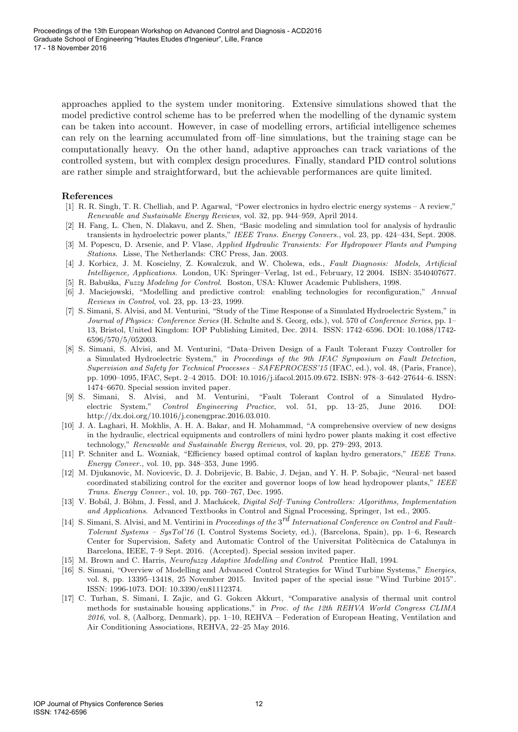approaches applied to the system under monitoring. Extensive simulations showed that the model predictive control scheme has to be preferred when the modelling of the dynamic system can be taken into account. However, in case of modelling errors, artificial intelligence schemes can rely on the learning accumulated from off–line simulations, but the training stage can be computationally heavy. On the other hand, adaptive approaches can track variations of the controlled system, but with complex design procedures. Finally, standard PID control solutions are rather simple and straightforward, but the achievable performances are quite limited.

## References

[1] R. R. Singh, T. R. Chelliah, and P. Agarwal, "Power electronics in hydro electric energy systems – A review," *Renewable and Sustainable Energy Reviews*, vol. 32, pp. 944–959, April 2014.

[2] H. Fang, L. Chen, N. Dlakavu, and Z. Shen, "Basic modeling and simulation tool for analysis of hydraulic transients in hydroelectric power plants," *IEEE Trans. Energy Convers.*, vol. 23, pp. 424–434, Sept. 2008.

[3] M. Popescu, D. Arsenie, and P. Vlase, *Applied Hydraulic Transients: For Hydropower Plants and Pumping Stations*. Lisse, The Netherlands: CRC Press, Jan. 2003.

[4] J. Korbicz, J. M. Koscielny, Z. Kowalczuk, and W. Cholewa, eds., *Fault Diagnosis: Models, Artificial Intelligence, Applications*. London, UK: Springer–Verlag, 1st ed., February, 12 2004. ISBN: 3540407677.

[5] R. Babuška, *Fuzzy Modeling for Control*. Boston, USA: Kluwer Academic Publishers, 1998.

[6] J. Maciejowski, "Modelling and predictive control: enabling technologies for reconfiguration," *Annual Reviews in Control*, vol. 23, pp. 13–23, 1999.

[7] S. Simani, S. Alvisi, and M. Venturini, "Study of the Time Response of a Simulated Hydroelectric System," in *Journal of Physics: Conference Series* (H. Schulte and S. Georg, eds.), vol. 570 of *Conference Series*, pp. 1–13, Bristol, United Kingdom: IOP Publishing Limited, Dec. 2014. ISSN: 1742–6596. DOI: 10.1088/1742-6596/570/5/052003.

[8] S. Simani, S. Alvisi, and M. Venturini, "Data–Driven Design of a Fault Tolerant Fuzzy Controller for a Simulated Hydroelectric System," in *Proceedings of the 9th IFAC Symposium on Fault Detection, Supervision and Safety for Technical Processes – SAFEPROCESS'15* (IFAC, ed.), vol. 48, (Paris, France), pp. 1090–1095, IFAC, Sept. 2–4 2015. DOI: 10.1016/j.ifacol.2015.09.672. ISBN: 978–3–642–27644–6. ISSN: 1474–6670. Special session invited paper.

[9] S. Simani, S. Alvisi, and M. Venturini, "Fault Tolerant Control of a Simulated Hydroelectric System," *Control Engineering Practice*, vol. 51, pp. 13–25, June 2016. DOI: http://dx.doi.org/10.1016/j.conengprac.2016.03.010.

[10] J. A. Laghari, H. Mokhlis, A. H. A. Bakar, and H. Mohammad, "A comprehensive overview of new designs in the hydraulic, electrical equipments and controllers of mini hydro power plants making it cost effective technology," *Renewable and Sustainable Energy Reviews*, vol. 20, pp. 279–293, 2013.

[11] P. Schniter and L. Wozniak, "Efficiency based optimal control of kaplan hydro generators," *IEEE Trans. Energy Conver.*, vol. 10, pp. 348–353, June 1995.

[12] M. Djukanovic, M. Novicevic, D. J. Dobrijevic, B. Babic, J. Dejan, and Y. H. P. Sobajic, "Neural–net based coordinated stabilizing control for the exciter and governor loops of low head hydropower plants," *IEEE Trans. Energy Conver.*, vol. 10, pp. 760–767, Dec. 1995.

[13] V. Bobál, J. Böhm, J. Fessl, and J. Machácek, *Digital Self–Tuning Controllers: Algorithms, Implementation and Applications*. Advanced Textbooks in Control and Signal Processing, Springer, 1st ed., 2005.

[14] S. Simani, S. Alvisi, and M. Ventirini in *Proceedings of the 3rd International Conference on Control and Fault–Tolerant Systems – SysTol'16* (I. Control Systems Society, ed.), (Barcelona, Spain), pp. 1–6, Research Center for Supervision, Safety and Automatic Control of the Universitat Politècnica de Catalunya in Barcelona, IEEE, 7–9 Sept. 2016. (Accepted). Special session invited paper.

[15] M. Brown and C. Harris, *Neurofuzzy Adaptive Modelling and Control*. Prentice Hall, 1994.

[16] S. Simani, "Overview of Modelling and Advanced Control Strategies for Wind Turbine Systems," *Energies*, vol. 8, pp. 13395–13418, 25 November 2015. Invited paper of the special issue "Wind Turbine 2015". ISSN: 1996-1073. DOI: 10.3390/en81112374.

[17] C. Turhan, S. Simani, I. Zajic, and G. Gokcen Akkurt, "Comparative analysis of thermal unit control methods for sustainable housing applications," in *Proc. of the 12th REHVA World Congress CLIMA 2016*, vol. 8, (Aalborg, Denmark), pp. 1–10, REHVA – Federation of European Heating, Ventilation and Air Conditioning Associations, REHVA, 22–25 May 2016.